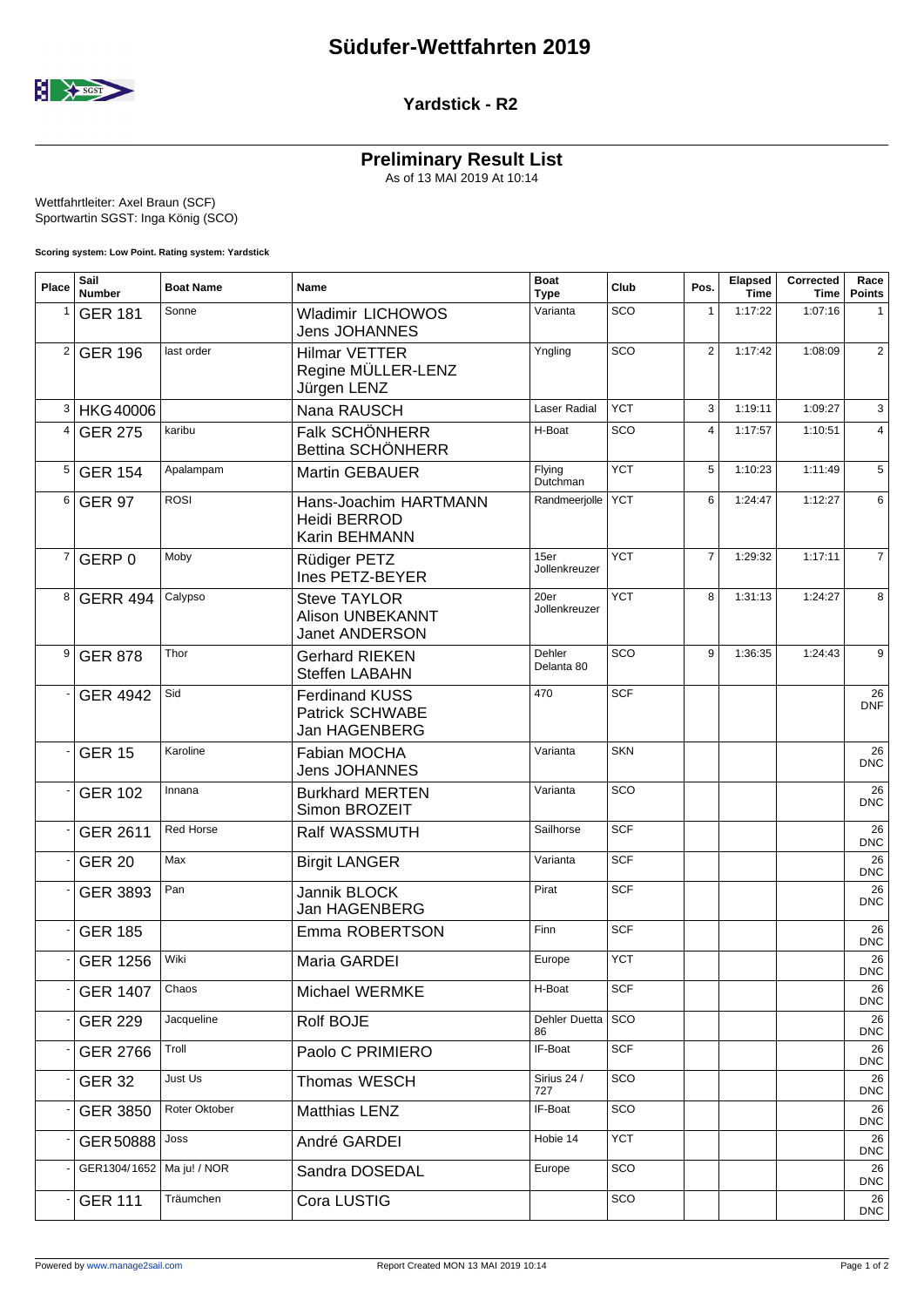# Südufer-Wettfahrten 2019

## Yardstick - R2

## Preliminary Result List

As of 13 MAI 2019 At 10:14

Wettfahrtleiter: Axel Braun (SCF)
Sportwartin SGST: Inga König (SCO)

**Scoring system: Low Point. Rating system: Yardstick**

| Place | Sail Number | Boat Name | Name | Boat Type | Club | Pos. | Elapsed Time | Corrected Time | Race Points |
|---|---|---|---|---|---|---|---|---|---|
| 1 | GER 181 | Sonne | Wladimir LICHOWOS<br>Jens JOHANNES | Varianta | SCO | 1 | 1:17:22 | 1:07:16 | 1 |
| 2 | GER 196 | last order | Hilmar VETTER<br>Regine MÜLLER-LENZ<br>Jürgen LENZ | Yngling | SCO | 2 | 1:17:42 | 1:08:09 | 2 |
| 3 | HKG 40006 | | Nana RAUSCH | Laser Radial | YCT | 3 | 1:19:11 | 1:09:27 | 3 |
| 4 | GER 275 | karibu | Falk SCHÖNHERR<br>Bettina SCHÖNHERR | H-Boat | SCO | 4 | 1:17:57 | 1:10:51 | 4 |
| 5 | GER 154 | Apalampam | Martin GEBAUER | Flying Dutchman | YCT | 5 | 1:10:23 | 1:11:49 | 5 |
| 6 | GER 97 | ROSI | Hans-Joachim HARTMANN<br>Heidi BERROD<br>Karin BEHMANN | Randmeerjolle | YCT | 6 | 1:24:47 | 1:12:27 | 6 |
| 7 | GERP 0 | Moby | Rüdiger PETZ<br>Ines PETZ-BEYER | 15er Jollenkreuzer | YCT | 7 | 1:29:32 | 1:17:11 | 7 |
| 8 | GERR 494 | Calypso | Steve TAYLOR<br>Alison UNBEKANNT<br>Janet ANDERSON | 20er Jollenkreuzer | YCT | 8 | 1:31:13 | 1:24:27 | 8 |
| 9 | GER 878 | Thor | Gerhard RIEKEN<br>Steffen LABAHN | Dehler Delanta 80 | SCO | 9 | 1:36:35 | 1:24:43 | 9 |
| - | GER 4942 | Sid | Ferdinand KUSS<br>Patrick SCHWABE<br>Jan HAGENBERG | 470 | SCF | | | | 26 DNF |
| - | GER 15 | Karoline | Fabian MOCHA<br>Jens JOHANNES | Varianta | SKN | | | | 26 DNC |
| - | GER 102 | Innana | Burkhard MERTEN<br>Simon BROZEIT | Varianta | SCO | | | | 26 DNC |
| - | GER 2611 | Red Horse | Ralf WASSMUTH | Sailhorse | SCF | | | | 26 DNC |
| - | GER 20 | Max | Birgit LANGER | Varianta | SCF | | | | 26 DNC |
| - | GER 3893 | Pan | Jannik BLOCK<br>Jan HAGENBERG | Pirat | SCF | | | | 26 DNC |
| - | GER 185 | | Emma ROBERTSON | Finn | SCF | | | | 26 DNC |
| - | GER 1256 | Wiki | Maria GARDEI | Europe | YCT | | | | 26 DNC |
| - | GER 1407 | Chaos | Michael WERMKE | H-Boat | SCF | | | | 26 DNC |
| - | GER 229 | Jacqueline | Rolf BOJE | Dehler Duetta 86 | SCO | | | | 26 DNC |
| - | GER 2766 | Troll | Paolo C PRIMIERO | IF-Boat | SCF | | | | 26 DNC |
| - | GER 32 | Just Us | Thomas WESCH | Sirius 24 / 727 | SCO | | | | 26 DNC |
| - | GER 3850 | Roter Oktober | Matthias LENZ | IF-Boat | SCO | | | | 26 DNC |
| - | GER 50888 | Joss | André GARDEI | Hobie 14 | YCT | | | | 26 DNC |
| - | GER1304/1652 | Ma ju! / NOR | Sandra DOSEDAL | Europe | SCO | | | | 26 DNC |
| - | GER 111 | Träumchen | Cora LUSTIG | | SCO | | | | 26 DNC |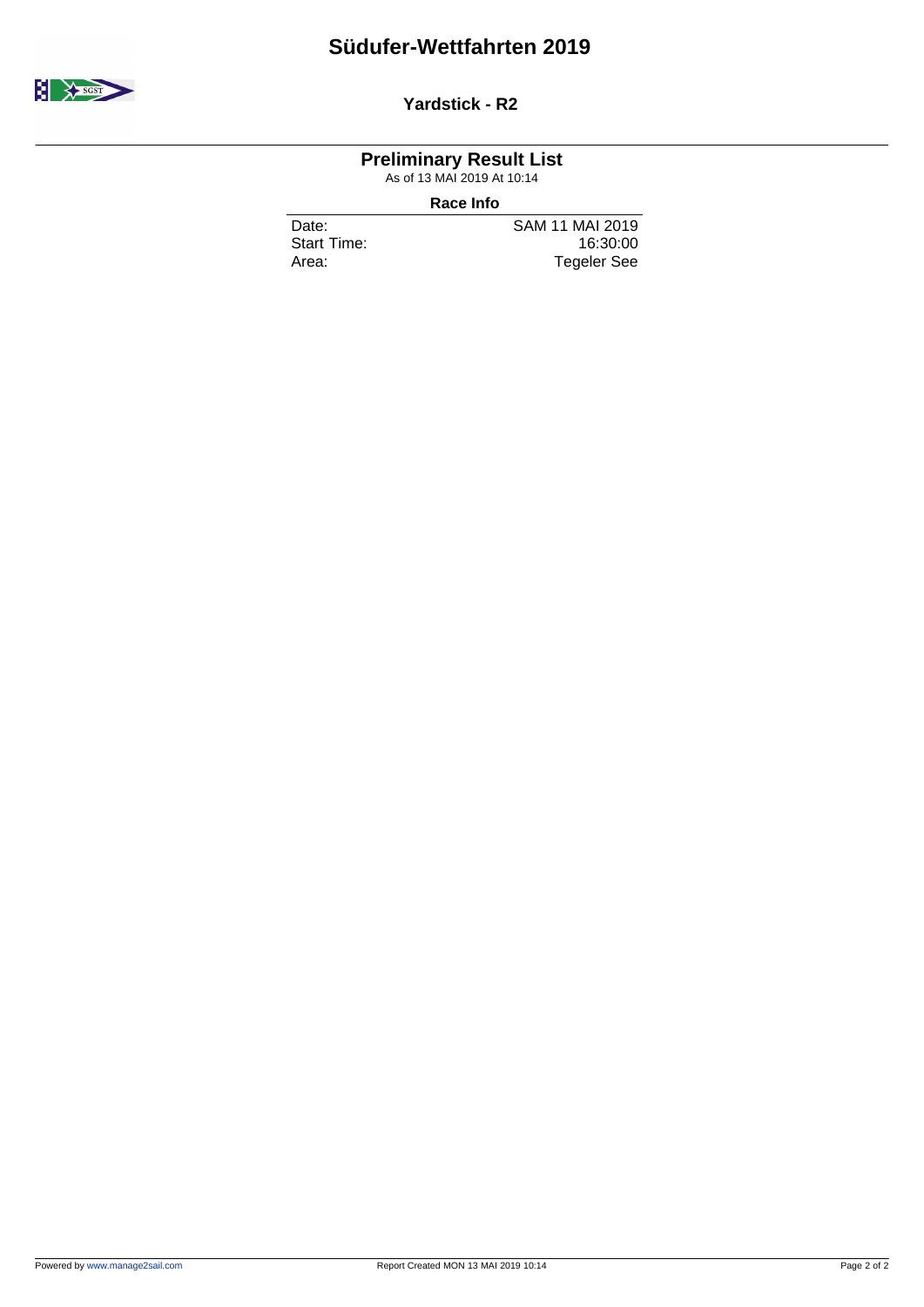# Südufer-Wettfahrten 2019

## Yardstick - R2

### Preliminary Result List

As of 13 MAI 2019 At 10:14

**Race Info**

| | |
|---|---|
| Date: | SAM 11 MAI 2019 |
| Start Time: | 16:30:00 |
| Area: | Tegeler See |